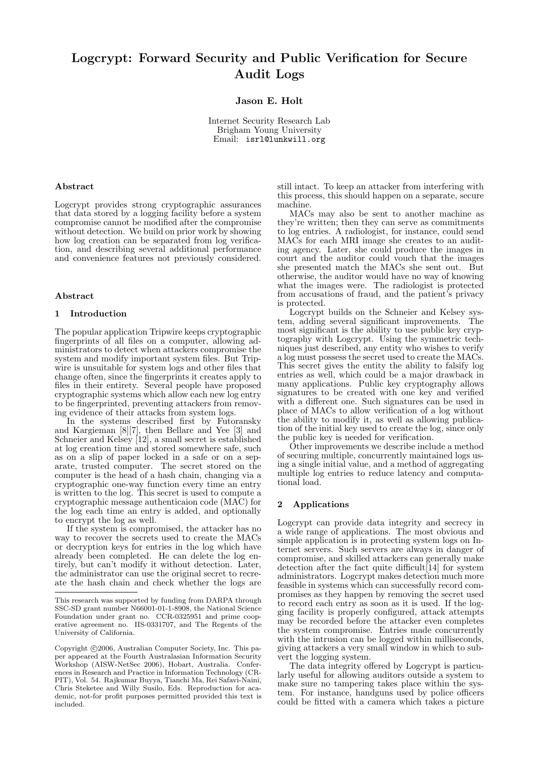# Logcrypt: Forward Security and Public Verification for Secure Audit Logs

**Jason E. Holt**

Internet Security Research Lab
Brigham Young University
Email: isrl@lunkwill.org

### Abstract

Logcrypt provides strong cryptographic assurances that data stored by a logging facility before a system compromise cannot be modified after the compromise without detection. We build on prior work by showing how log creation can be separated from log verification, and describing several additional performance and convenience features not previously considered.

### Abstract

## 1 Introduction

The popular application Tripwire keeps cryptographic fingerprints of all files on a computer, allowing administrators to detect when attackers compromise the system and modify important system files. But Tripwire is unsuitable for system logs and other files that change often, since the fingerprints it creates apply to files in their entirety. Several people have proposed cryptographic systems which allow each new log entry to be fingerprinted, preventing attackers from removing evidence of their attacks from system logs.

In the systems described first by Futoransky and Kargieman [8][7], then Bellare and Yee [3] and Schneier and Kelsey [12], a small secret is established at log creation time and stored somewhere safe, such as on a slip of paper locked in a safe or on a separate, trusted computer. The secret stored on the computer is the head of a hash chain, changing via a cryptographic one-way function every time an entry is written to the log. This secret is used to compute a cryptographic message authenticaion code (MAC) for the log each time an entry is added, and optionally to encrypt the log as well.

If the system is compromised, the attacker has no way to recover the secrets used to create the MACs or decryption keys for entries in the log which have already been completed. He can delete the log entirely, but can't modify it without detection. Later, the administrator can use the original secret to recreate the hash chain and check whether the logs are still intact. To keep an attacker from interfering with this process, this should happen on a separate, secure machine.

MACs may also be sent to another machine as they're written; then they can serve as commitments to log entries. A radiologist, for instance, could send MACs for each MRI image she creates to an auditing agency. Later, she could produce the images in court and the auditor could vouch that the images she presented match the MACs she sent out. But otherwise, the auditor would have no way of knowing what the images were. The radiologist is protected from accusations of fraud, and the patient's privacy is protected.

Logcrypt builds on the Schneier and Kelsey system, adding several significant improvements. The most significant is the ability to use public key cryptography with Logcrypt. Using the symmetric techniques just described, any entity who wishes to verify a log must possess the secret used to create the MACs. This secret gives the entity the ability to falsify log entries as well, which could be a major drawback in many applications. Public key cryptography allows signatures to be created with one key and verified with a different one. Such signatures can be used in place of MACs to allow verification of a log without the ability to modify it, as well as allowing publication of the initial key used to create the log, since only the public key is needed for verification.

Other improvements we describe include a method of securing multiple, concurrently maintained logs using a single initial value, and a method of aggregating multiple log entries to reduce latency and computational load.

## 2 Applications

Logcrypt can provide data integrity and secrecy in a wide range of applications. The most obvious and simple application is in protecting system logs on Internet servers. Such servers are always in danger of compromise, and skilled attackers can generally make detection after the fact quite difficult[14] for system administrators. Logcrypt makes detection much more feasible in systems which can successfully record compromises as they happen by removing the secret used to record each entry as soon as it is used. If the logging facility is properly configured, attack attempts may be recorded before the attacker even completes the system compromise. Entries made concurrently with the intrusion can be logged within milliseconds, giving attackers a very small window in which to subvert the logging system.

The data integrity offered by Logcrypt is particularly useful for allowing auditors outside a system to make sure no tampering takes place within the system. For instance, handguns used by police officers could be fitted with a camera which takes a picture

---

This research was supported by funding from DARPA through SSC-SD grant number N66001-01-1-8908, the National Science Foundation under grant no. CCR-0325951 and prime cooperative agreement no. IIS-0331707, and The Regents of the University of California.

Copyright ©2006, Australian Computer Society, Inc. This paper appeared at the Fourth Australasian Information Security Workshop (AISW-NetSec 2006), Hobart, Australia. Conferences in Research and Practice in Information Technology (CRPIT), Vol. 54. Rajkumar Buyya, Tianchi Ma, Rei Safavi-Naini, Chris Steketee and Willy Susilo, Eds. Reproduction for academic, not-for profit purposes permitted provided this text is included.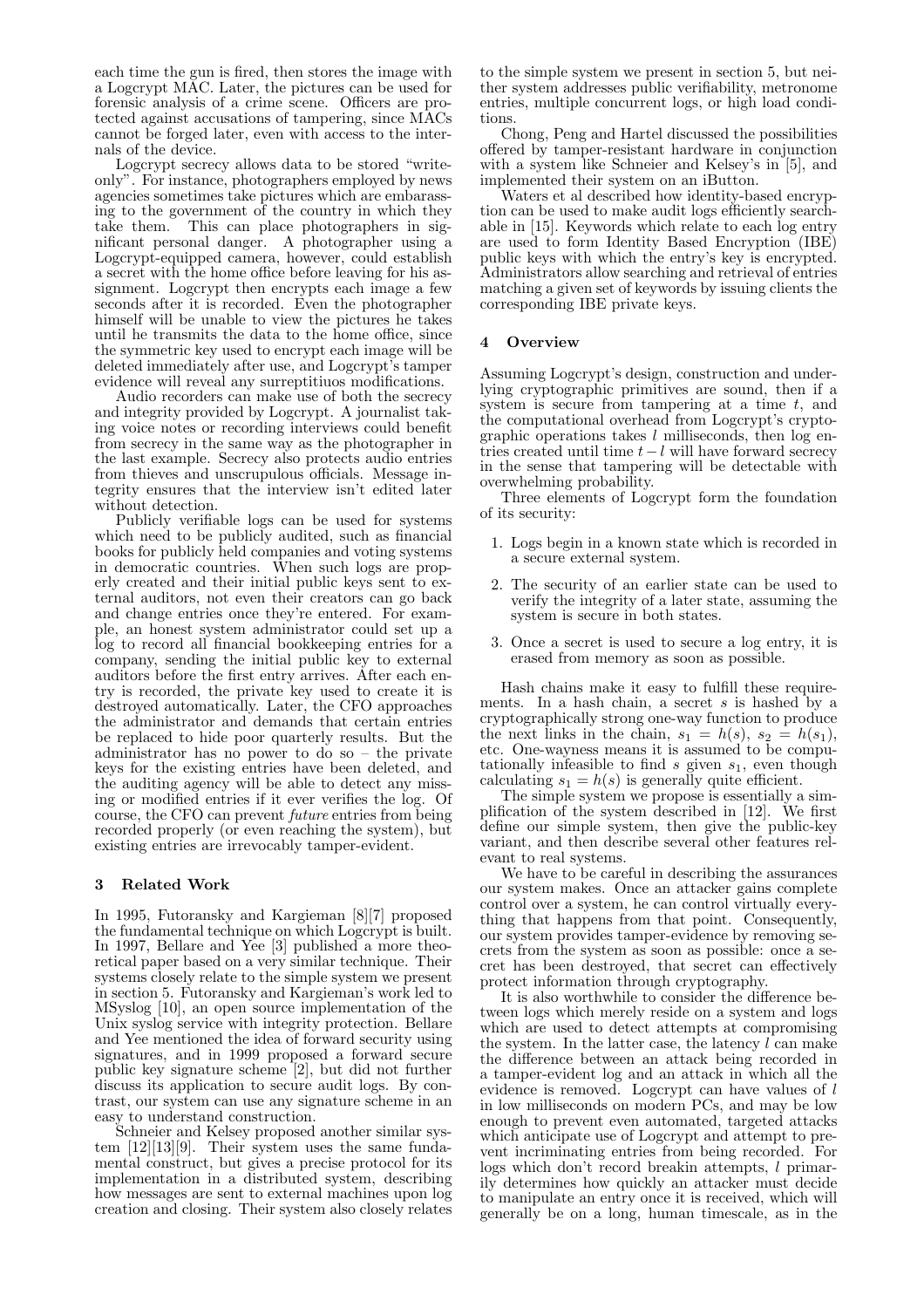each time the gun is fired, then stores the image with a Logcrypt MAC. Later, the pictures can be used for forensic analysis of a crime scene. Officers are protected against accusations of tampering, since MACs cannot be forged later, even with access to the internals of the device.

Logcrypt secrecy allows data to be stored "write-only". For instance, photographers employed by news agencies sometimes take pictures which are embarassing to the government of the country in which they take them. This can place photographers in significant personal danger. A photographer using a Logcrypt-equipped camera, however, could establish a secret with the home office before leaving for his assignment. Logcrypt then encrypts each image a few seconds after it is recorded. Even the photographer himself will be unable to view the pictures he takes until he transmits the data to the home office, since the symmetric key used to encrypt each image will be deleted immediately after use, and Logcrypt's tamper evidence will reveal any surreptitiuos modifications.

Audio recorders can make use of both the secrecy and integrity provided by Logcrypt. A journalist taking voice notes or recording interviews could benefit from secrecy in the same way as the photographer in the last example. Secrecy also protects audio entries from thieves and unscrupulous officials. Message integrity ensures that the interview isn't edited later without detection.

Publicly verifiable logs can be used for systems which need to be publicly audited, such as financial books for publicly held companies and voting systems in democratic countries. When such logs are properly created and their initial public keys sent to external auditors, not even their creators can go back and change entries once they're entered. For example, an honest system administrator could set up a log to record all financial bookkeeping entries for a company, sending the initial public key to external auditors before the first entry arrives. After each entry is recorded, the private key used to create it is destroyed automatically. Later, the CFO approaches the administrator and demands that certain entries be replaced to hide poor quarterly results. But the administrator has no power to do so – the private keys for the existing entries have been deleted, and the auditing agency will be able to detect any missing or modified entries if it ever verifies the log. Of course, the CFO can prevent *future* entries from being recorded properly (or even reaching the system), but existing entries are irrevocably tamper-evident.

## 3 Related Work

In 1995, Futoransky and Kargieman [8][7] proposed the fundamental technique on which Logcrypt is built. In 1997, Bellare and Yee [3] published a more theoretical paper based on a very similar technique. Their systems closely relate to the simple system we present in section 5. Futoransky and Kargieman's work led to MSyslog [10], an open source implementation of the Unix syslog service with integrity protection. Bellare and Yee mentioned the idea of forward security using signatures, and in 1999 proposed a forward secure public key signature scheme [2], but did not further discuss its application to secure audit logs. By contrast, our system can use any signature scheme in an easy to understand construction.

Schneier and Kelsey proposed another similar system [12][13][9]. Their system uses the same fundamental construct, but gives a precise protocol for its implementation in a distributed system, describing how messages are sent to external machines upon log creation and closing. Their system also closely relates to the simple system we present in section 5, but neither system addresses public verifiability, metronome entries, multiple concurrent logs, or high load conditions.

Chong, Peng and Hartel discussed the possibilities offered by tamper-resistant hardware in conjunction with a system like Schneier and Kelsey's in [5], and implemented their system on an iButton.

Waters et al described how identity-based encryption can be used to make audit logs efficiently searchable in [15]. Keywords which relate to each log entry are used to form Identity Based Encryption (IBE) public keys with which the entry's key is encrypted. Administrators allow searching and retrieval of entries matching a given set of keywords by issuing clients the corresponding IBE private keys.

## 4 Overview

Assuming Logcrypt's design, construction and underlying cryptographic primitives are sound, then if a system is secure from tampering at a time $t$, and the computational overhead from Logcrypt's cryptographic operations takes $l$ milliseconds, then log entries created until time $t - l$ will have forward secrecy in the sense that tampering will be detectable with overwhelming probability.

Three elements of Logcrypt form the foundation of its security:

1. Logs begin in a known state which is recorded in a secure external system.
2. The security of an earlier state can be used to verify the integrity of a later state, assuming the system is secure in both states.
3. Once a secret is used to secure a log entry, it is erased from memory as soon as possible.

Hash chains make it easy to fulfill these requirements. In a hash chain, a secret $s$ is hashed by a cryptographically strong one-way function to produce the next links in the chain, $s_1 = h(s)$, $s_2 = h(s_1)$, etc. One-wayness means it is assumed to be computationally infeasible to find $s$ given $s_1$, even though calculating $s_1 = h(s)$ is generally quite efficient.

The simple system we propose is essentially a simplification of the system described in [12]. We first define our simple system, then give the public-key variant, and then describe several other features relevant to real systems.

We have to be careful in describing the assurances our system makes. Once an attacker gains complete control over a system, he can control virtually everything that happens from that point. Consequently, our system provides tamper-evidence by removing secrets from the system as soon as possible: once a secret has been destroyed, that secret can effectively protect information through cryptography.

It is also worthwhile to consider the difference between logs which merely reside on a system and logs which are used to detect attempts at compromising the system. In the latter case, the latency $l$ can make the difference between an attack being recorded in a tamper-evident log and an attack in which all the evidence is removed. Logcrypt can have values of $l$ in low milliseconds on modern PCs, and may be low enough to prevent even automated, targeted attacks which anticipate use of Logcrypt and attempt to prevent incriminating entries from being recorded. For logs which don't record breakin attempts, $l$ primarily determines how quickly an attacker must decide to manipulate an entry once it is received, which will generally be on a long, human timescale, as in the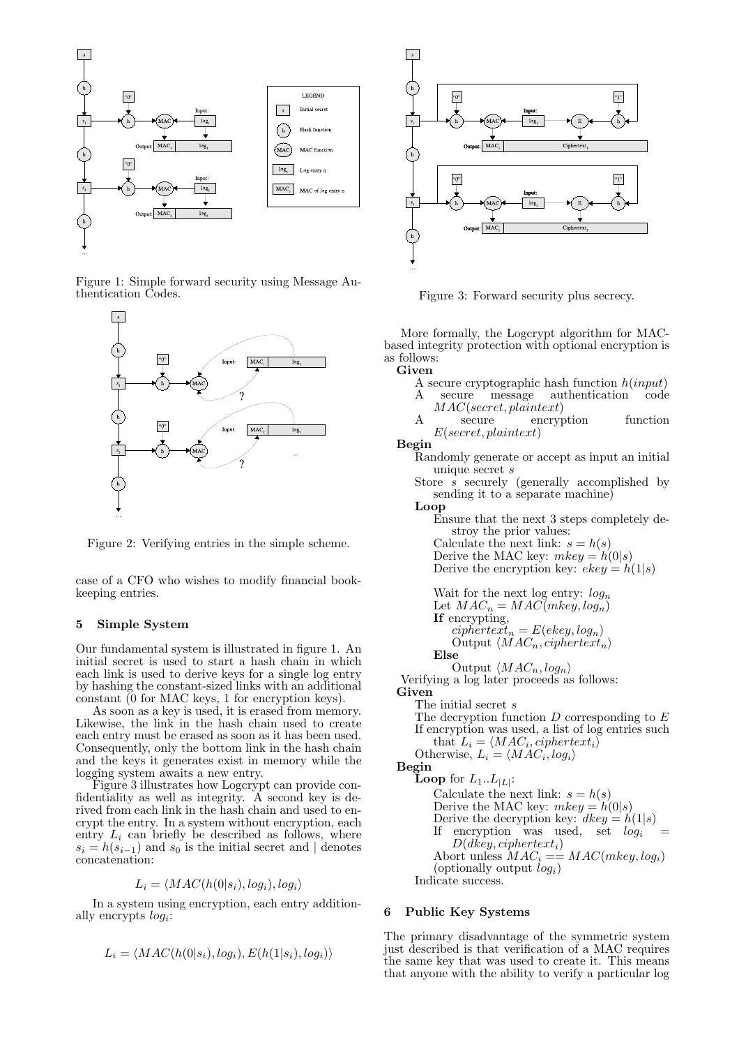Figure 1: Simple forward security using Message Authentication Codes.

Figure 2: Verifying entries in the simple scheme.

case of a CFO who wishes to modify financial bookkeeping entries.

## 5 Simple System

Our fundamental system is illustrated in figure 1. An initial secret is used to start a hash chain in which each link is used to derive keys for a single log entry by hashing the constant-sized links with an additional constant (0 for MAC keys, 1 for encryption keys).

As soon as a key is used, it is erased from memory. Likewise, the link in the hash chain used to create each entry must be erased as soon as it has been used. Consequently, only the bottom link in the hash chain and the keys it generates exist in memory while the logging system awaits a new entry.

Figure 3 illustrates how Logcrypt can provide confidentiality as well as integrity. A second key is derived from each link in the hash chain and used to encrypt the entry. In a system without encryption, each entry $L_i$ can briefly be described as follows, where $s_i = h(s_{i-1})$ and $s_0$ is the initial secret and | denotes concatenation:

$$L_i = \langle MAC(h(0|s_i), log_i), log_i \rangle$$

In a system using encryption, each entry additionally encrypts $log_i$:

$$L_i = \langle MAC(h(0|s_i), log_i), E(h(1|s_i), log_i) \rangle$$

Figure 3: Forward security plus secrecy.

More formally, the Logcrypt algorithm for MAC-based integrity protection with optional encryption is as follows:

**Given**
- A secure cryptographic hash function $h(input)$
- A secure message authentication code $MAC(secret, plaintext)$
- A secure encryption function $E(secret, plaintext)$

**Begin**
- Randomly generate or accept as input an initial unique secret $s$
- Store $s$ securely (generally accomplished by sending it to a separate machine)
- **Loop**
  - Ensure that the next 3 steps completely destroy the prior values:
  - Calculate the next link: $s = h(s)$
  - Derive the MAC key: $mkey = h(0|s)$
  - Derive the encryption key: $ekey = h(1|s)$
  - Wait for the next log entry: $log_n$
  - Let $MAC_n = MAC(mkey, log_n)$
  - **If** encrypting,
    - $ciphertext_n = E(ekey, log_n)$
    - Output $\langle MAC_n, ciphertext_n \rangle$
  - **Else**
    - Output $\langle MAC_n, log_n \rangle$

Verifying a log later proceeds as follows:

**Given**
- The initial secret $s$
- The decryption function $D$ corresponding to $E$
- If encryption was used, a list of log entries such that $L_i = \langle MAC_i, ciphertext_i \rangle$
- Otherwise, $L_i = \langle MAC_i, log_i \rangle$

**Begin**
- **Loop** for $L_1..L_{|L|}$:
  - Calculate the next link: $s = h(s)$
  - Derive the MAC key: $mkey = h(0|s)$
  - Derive the decryption key: $dkey = h(1|s)$
  - If encryption was used, set $log_i = D(dkey, ciphertext_i)$
  - Abort unless $MAC_i == MAC(mkey, log_i)$ (optionally output $log_i$)
- Indicate success.

## 6 Public Key Systems

The primary disadvantage of the symmetric system just described is that verification of a MAC requires the same key that was used to create it. This means that anyone with the ability to verify a particular log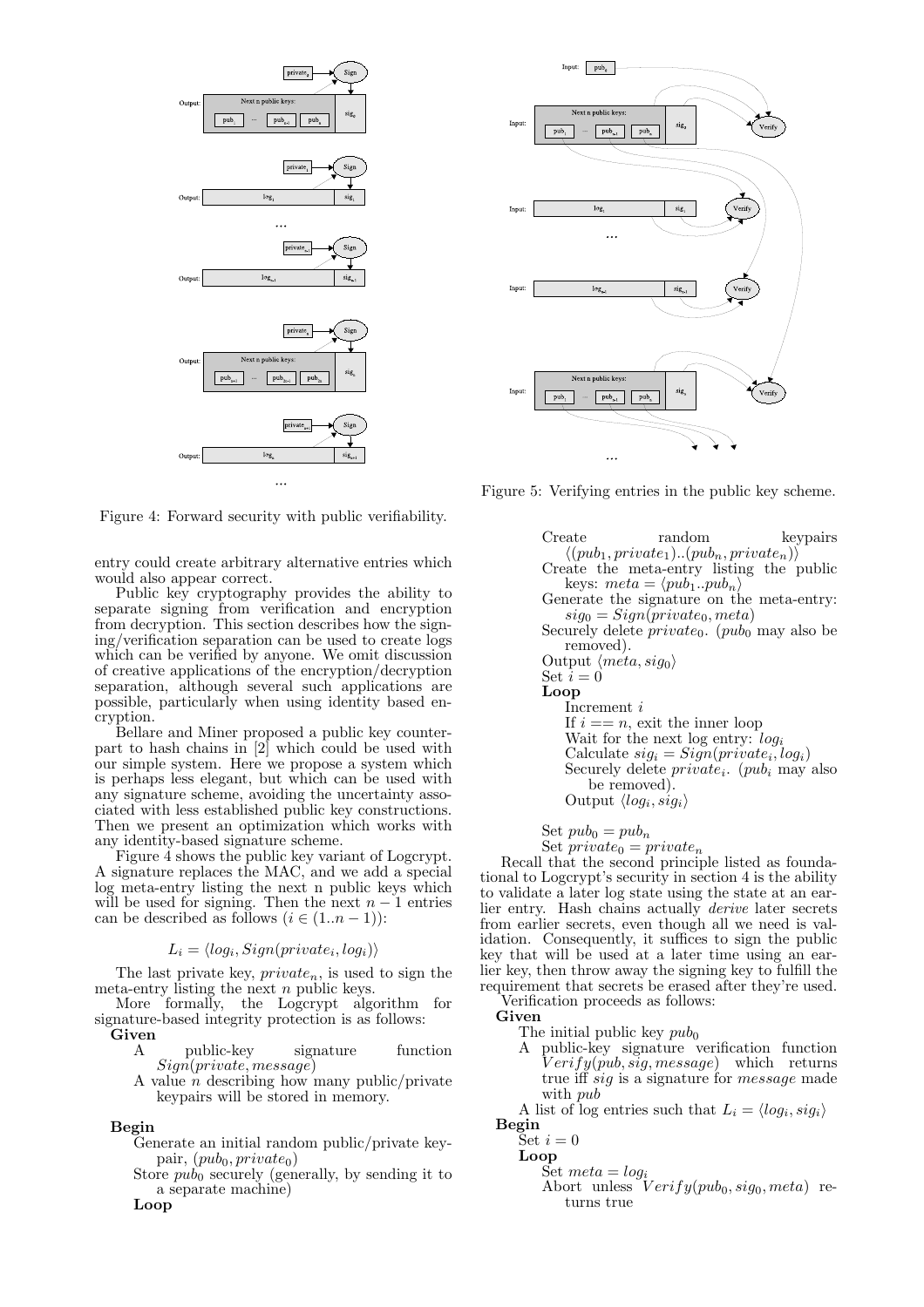Figure 4: Forward security with public verifiability.

Figure 5: Verifying entries in the public key scheme.

entry could create arbitrary alternative entries which would also appear correct.

Public key cryptography provides the ability to separate signing from verification and encryption from decryption. This section describes how the signing/verification separation can be used to create logs which can be verified by anyone. We omit discussion of creative applications of the encryption/decryption separation, although several such applications are possible, particularly when using identity based encryption.

Bellare and Miner proposed a public key counterpart to hash chains in [2] which could be used with our simple system. Here we propose a system which is perhaps less elegant, but which can be used with any signature scheme, avoiding the uncertainty associated with less established public key constructions. Then we present an optimization which works with any identity-based signature scheme.

Figure 4 shows the public key variant of Logcrypt. A signature replaces the MAC, and we add a special log meta-entry listing the next n public keys which will be used for signing. Then the next $n-1$ entries can be described as follows ($i \in (1..n-1)$):

$$L_i = \langle log_i, Sign(private_i, log_i) \rangle$$

The last private key, $private_n$, is used to sign the meta-entry listing the next $n$ public keys.

More formally, the Logcrypt algorithm for signature-based integrity protection is as follows:

**Given**

- A public-key signature function $Sign(private, message)$
- A value $n$ describing how many public/private keypairs will be stored in memory.

**Begin**

- Generate an initial random public/private keypair, $(pub_0, private_0)$
- Store $pub_0$ securely (generally, by sending it to a separate machine)
- **Loop**
  - Create random keypairs $\langle (pub_1, private_1)..(pub_n, private_n) \rangle$
  - Create the meta-entry listing the public keys: $meta = \langle pub_1..pub_n \rangle$
  - Generate the signature on the meta-entry: $sig_0 = Sign(private_0, meta)$
  - Securely delete $private_0$. ($pub_0$ may also be removed).
  - Output $\langle meta, sig_0 \rangle$
  - Set $i = 0$
  - **Loop**
    - Increment $i$
    - If $i == n$, exit the inner loop
    - Wait for the next log entry: $log_i$
    - Calculate $sig_i = Sign(private_i, log_i)$
    - Securely delete $private_i$. ($pub_i$ may also be removed).
    - Output $\langle log_i, sig_i \rangle$
  - Set $pub_0 = pub_n$
  - Set $private_0 = private_n$

Recall that the second principle listed as foundational to Logcrypt's security in section 4 is the ability to validate a later log state using the state at an earlier entry. Hash chains actually *derive* later secrets from earlier secrets, even though all we need is validation. Consequently, it suffices to sign the public key that will be used at a later time using an earlier key, then throw away the signing key to fulfill the requirement that secrets be erased after they're used.

Verification proceeds as follows:

**Given**

- The initial public key $pub_0$
- A public-key signature verification function $Verify(pub, sig, message)$ which returns true iff $sig$ is a signature for $message$ made with $pub$
- A list of log entries such that $L_i = \langle log_i, sig_i \rangle$

**Begin**

- Set $i = 0$
- **Loop**
  - Set $meta = log_i$
  - Abort unless $Verify(pub_0, sig_0, meta)$ returns true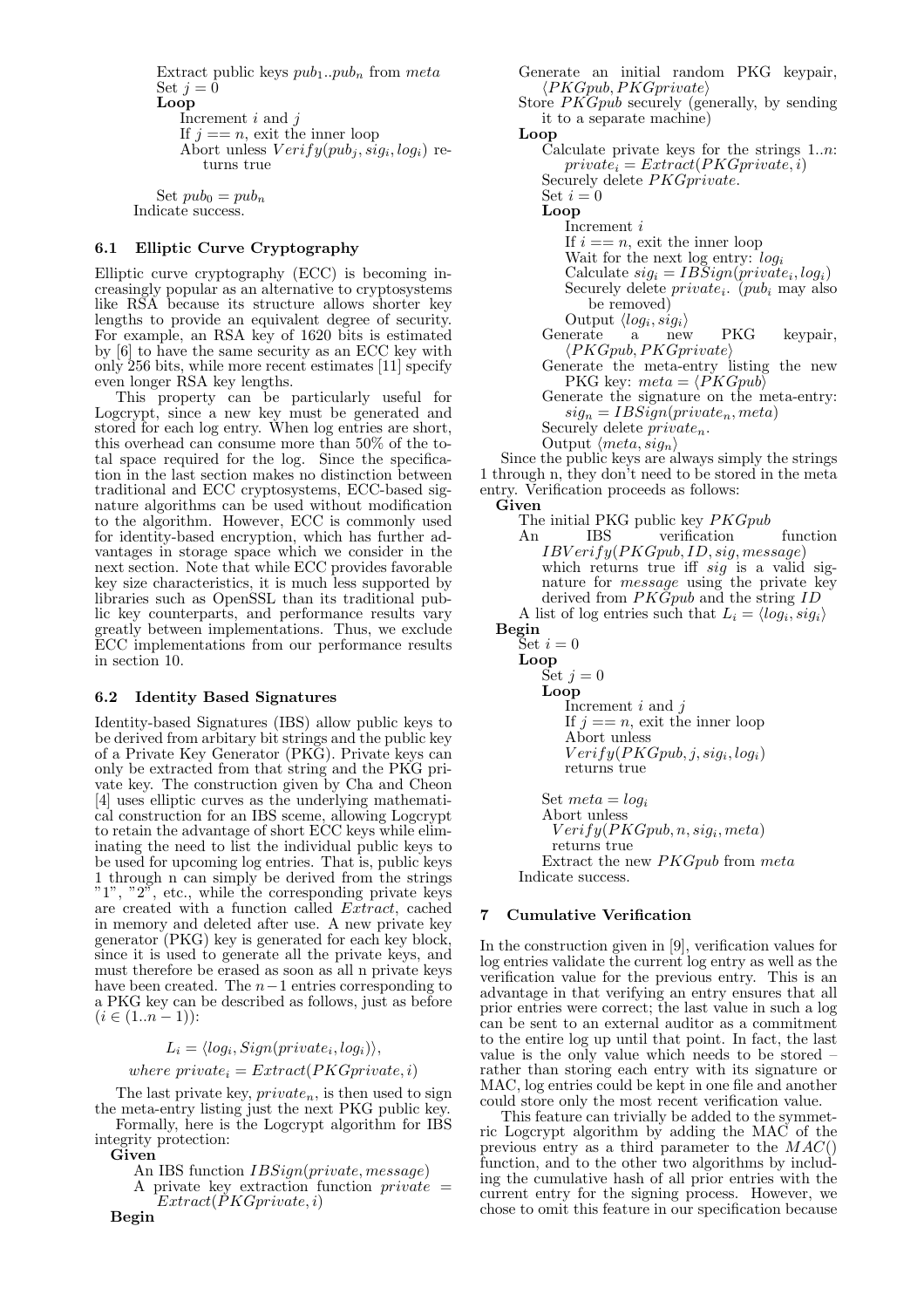Extract public keys $pub_1..pub_n$ from *meta*
Set $j = 0$
**Loop**
Increment $i$ and $j$
If $j == n$, exit the inner loop
Abort unless $Verify(pub_j, sig_i, log_i)$ returns true

Set $pub_0 = pub_n$
Indicate success.

### 6.1 Elliptic Curve Cryptography

Elliptic curve cryptography (ECC) is becoming increasingly popular as an alternative to cryptosystems like RSA because its structure allows shorter key lengths to provide an equivalent degree of security. For example, an RSA key of 1620 bits is estimated by [6] to have the same security as an ECC key with only 256 bits, while more recent estimates [11] specify even longer RSA key lengths.

This property can be particularly useful for Logcrypt, since a new key must be generated and stored for each log entry. When log entries are short, this overhead can consume more than 50% of the total space required for the log. Since the specification in the last section makes no distinction between traditional and ECC cryptosystems, ECC-based signature algorithms can be used without modification to the algorithm. However, ECC is commonly used for identity-based encryption, which has further advantages in storage space which we consider in the next section. Note that while ECC provides favorable key size characteristics, it is much less supported by libraries such as OpenSSL than its traditional public key counterparts, and performance results vary greatly between implementations. Thus, we exclude ECC implementations from our performance results in section 10.

### 6.2 Identity Based Signatures

Identity-based Signatures (IBS) allow public keys to be derived from arbitary bit strings and the public key of a Private Key Generator (PKG). Private keys can only be extracted from that string and the PKG private key. The construction given by Cha and Cheon [4] uses elliptic curves as the underlying mathematical construction for an IBS sceme, allowing Logcrypt to retain the advantage of short ECC keys while eliminating the need to list the individual public keys to be used for upcoming log entries. That is, public keys 1 through n can simply be derived from the strings "1", "2", etc., while the corresponding private keys are created with a function called *Extract*, cached in memory and deleted after use. A new private key generator (PKG) key is generated for each key block, since it is used to generate all the private keys, and must therefore be erased as soon as all n private keys have been created. The $n-1$ entries corresponding to a PKG key can be described as follows, just as before ($i \in (1..n-1)$):

$$L_i = \langle log_i, Sign(private_i, log_i) \rangle,$$
$$where\ private_i = Extract(PKGprivate, i)$$

The last private key, $private_n$, is then used to sign the meta-entry listing just the next PKG public key.

Formally, here is the Logcrypt algorithm for IBS integrity protection:

**Given**
An IBS function $IBSign(private, message)$
A private key extraction function $private = Extract(PKGprivate, i)$
**Begin**
Generate an initial random PKG keypair, $\langle PKGpub, PKGprivate \rangle$
Store *PKGpub* securely (generally, by sending it to a separate machine)
**Loop**
Calculate private keys for the strings $1..n$: $private_i = Extract(PKGprivate, i)$
Securely delete *PKGprivate*.
Set $i = 0$
**Loop**
Increment $i$
If $i == n$, exit the inner loop
Wait for the next log entry: $log_i$
Calculate $sig_i = IBSign(private_i, log_i)$
Securely delete $private_i$. ($pub_i$ may also be removed)
Output $\langle log_i, sig_i \rangle$
Generate a new PKG keypair, $\langle PKGpub, PKGprivate \rangle$
Generate the meta-entry listing the new PKG key: $meta = \langle PKGpub \rangle$
Generate the signature on the meta-entry: $sig_n = IBSign(private_n, meta)$
Securely delete $private_n$.
Output $\langle meta, sig_n \rangle$

Since the public keys are always simply the strings 1 through n, they don't need to be stored in the meta entry. Verification proceeds as follows:

**Given**
The initial PKG public key *PKGpub*
An IBS verification function $IBVerify(PKGpub, ID, sig, message)$ which returns true iff *sig* is a valid signature for *message* using the private key derived from *PKGpub* and the string *ID*
A list of log entries such that $L_i = \langle log_i, sig_i \rangle$
**Begin**
Set $i = 0$
**Loop**
Set $j = 0$
**Loop**
Increment $i$ and $j$
If $j == n$, exit the inner loop
Abort unless $Verify(PKGpub, j, sig_i, log_i)$ returns true

Set $meta = log_i$
Abort unless $Verify(PKGpub, n, sig_i, meta)$ returns true
Extract the new *PKGpub* from *meta*
Indicate success.

## 7 Cumulative Verification

In the construction given in [9], verification values for log entries validate the current log entry as well as the verification value for the previous entry. This is an advantage in that verifying an entry ensures that all prior entries were correct; the last value in such a log can be sent to an external auditor as a commitment to the entire log up until that point. In fact, the last value is the only value which needs to be stored – rather than storing each entry with its signature or MAC, log entries could be kept in one file and another could store only the most recent verification value.

This feature can trivially be added to the symmetric Logcrypt algorithm by adding the MAC of the previous entry as a third parameter to the $MAC()$ function, and to the other two algorithms by including the cumulative hash of all prior entries with the current entry for the signing process. However, we chose to omit this feature in our specification because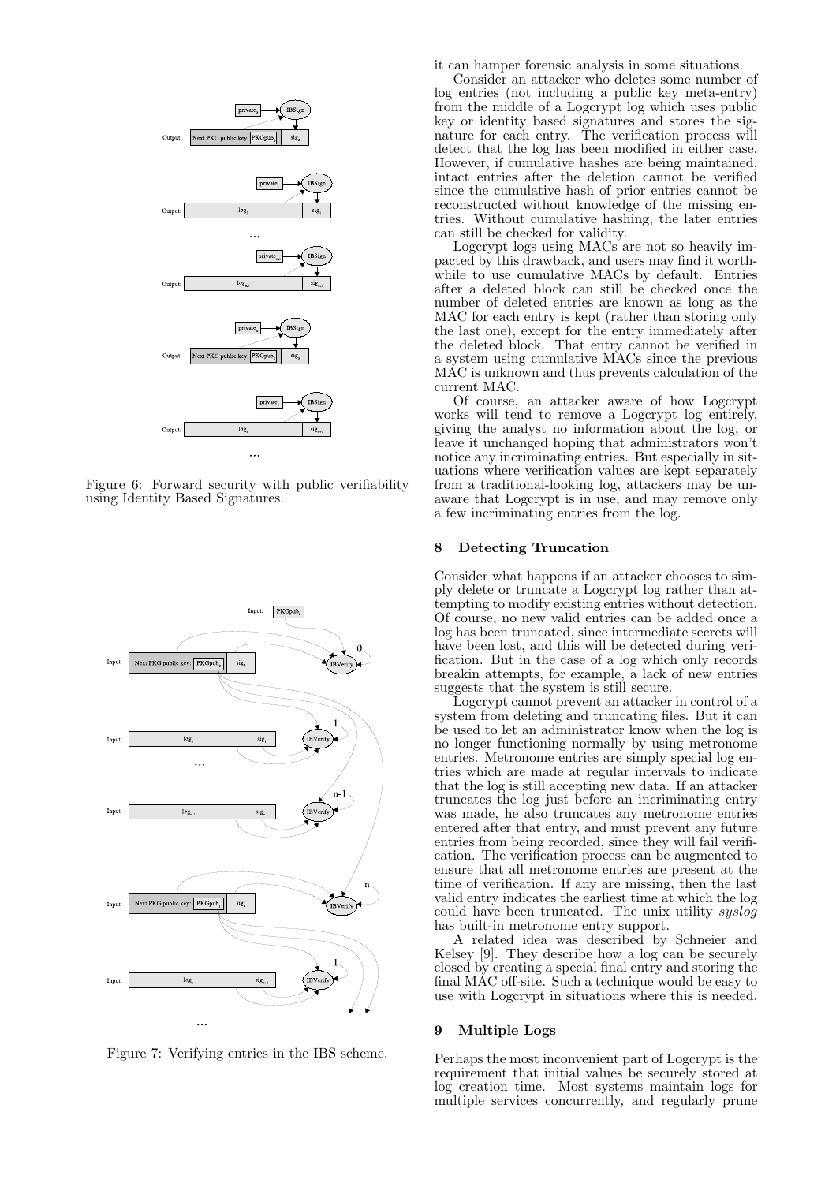Figure 6: Forward security with public verifiability using Identity Based Signatures.

Figure 7: Verifying entries in the IBS scheme.

it can hamper forensic analysis in some situations.

Consider an attacker who deletes some number of log entries (not including a public key meta-entry) from the middle of a Logcrypt log which uses public key or identity based signatures and stores the signature for each entry. The verification process will detect that the log has been modified in either case. However, if cumulative hashes are being maintained, intact entries after the deletion cannot be verified since the cumulative hash of prior entries cannot be reconstructed without knowledge of the missing entries. Without cumulative hashing, the later entries can still be checked for validity.

Logcrypt logs using MACs are not so heavily impacted by this drawback, and users may find it worthwhile to use cumulative MACs by default. Entries after a deleted block can still be checked once the number of deleted entries are known as long as the MAC for each entry is kept (rather than storing only the last one), except for the entry immediately after the deleted block. That entry cannot be verified in a system using cumulative MACs since the previous MAC is unknown and thus prevents calculation of the current MAC.

Of course, an attacker aware of how Logcrypt works will tend to remove a Logcrypt log entirely, giving the analyst no information about the log, or leave it unchanged hoping that administrators won't notice any incriminating entries. But especially in situations where verification values are kept separately from a traditional-looking log, attackers may be unaware that Logcrypt is in use, and may remove only a few incriminating entries from the log.

## 8 Detecting Truncation

Consider what happens if an attacker chooses to simply delete or truncate a Logcrypt log rather than attempting to modify existing entries without detection. Of course, no new valid entries can be added once a log has been truncated, since intermediate secrets will have been lost, and this will be detected during verification. But in the case of a log which only records breakin attempts, for example, a lack of new entries suggests that the system is still secure.

Logcrypt cannot prevent an attacker in control of a system from deleting and truncating files. But it can be used to let an administrator know when the log is no longer functioning normally by using metronome entries. Metronome entries are simply special log entries which are made at regular intervals to indicate that the log is still accepting new data. If an attacker truncates the log just before an incriminating entry was made, he also truncates any metronome entries entered after that entry, and must prevent any future entries from being recorded, since they will fail verification. The verification process can be augmented to ensure that all metronome entries are present at the time of verification. If any are missing, then the last valid entry indicates the earliest time at which the log could have been truncated. The unix utility *syslog* has built-in metronome entry support.

A related idea was described by Schneier and Kelsey [9]. They describe how a log can be securely closed by creating a special final entry and storing the final MAC off-site. Such a technique would be easy to use with Logcrypt in situations where this is needed.

## 9 Multiple Logs

Perhaps the most inconvenient part of Logcrypt is the requirement that initial values be securely stored at log creation time. Most systems maintain logs for multiple services concurrently, and regularly prune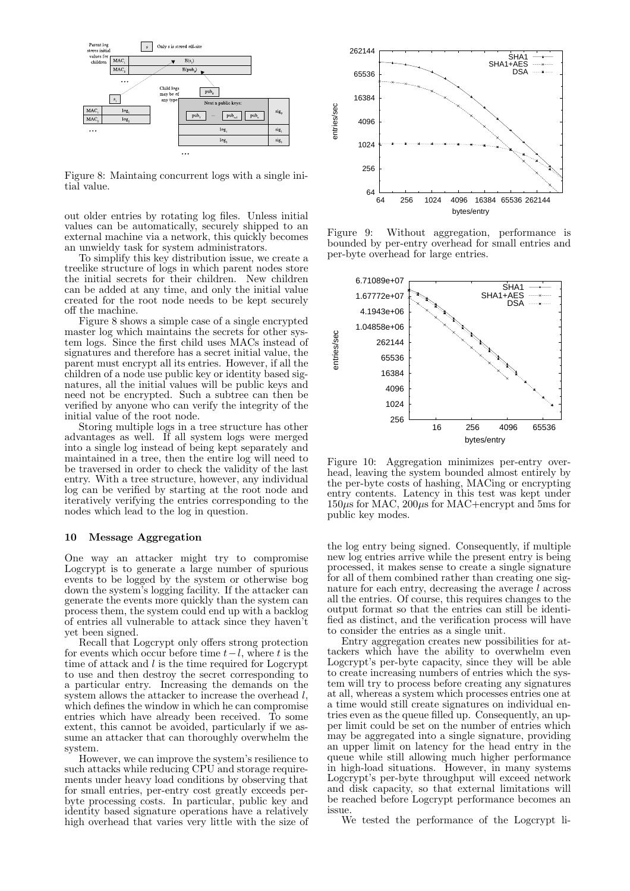Figure 8: Maintaing concurrent logs with a single initial value.

out older entries by rotating log files. Unless initial values can be automatically, securely shipped to an external machine via a network, this quickly becomes an unwieldy task for system administrators.

To simplify this key distribution issue, we create a treelike structure of logs in which parent nodes store the initial secrets for their children. New children can be added at any time, and only the initial value created for the root node needs to be kept securely off the machine.

Figure 8 shows a simple case of a single encrypted master log which maintains the secrets for other system logs. Since the first child uses MACs instead of signatures and therefore has a secret initial value, the parent must encrypt all its entries. However, if all the children of a node use public key or identity based signatures, all the initial values will be public keys and need not be encrypted. Such a subtree can then be verified by anyone who can verify the integrity of the initial value of the root node.

Storing multiple logs in a tree structure has other advantages as well. If all system logs were merged into a single log instead of being kept separately and maintained in a tree, then the entire log will need to be traversed in order to check the validity of the last entry. With a tree structure, however, any individual log can be verified by starting at the root node and iteratively verifying the entries corresponding to the nodes which lead to the log in question.

## 10 Message Aggregation

One way an attacker might try to compromise Logcrypt is to generate a large number of spurious events to be logged by the system or otherwise bog down the system's logging facility. If the attacker can generate the events more quickly than the system can process them, the system could end up with a backlog of entries all vulnerable to attack since they haven't yet been signed.

Recall that Logcrypt only offers strong protection for events which occur before time $t-l$, where $t$ is the time of attack and $l$ is the time required for Logcrypt to use and then destroy the secret corresponding to a particular entry. Increasing the demands on the system allows the attacker to increase the overhead $l$, which defines the window in which he can compromise entries which have already been received. To some extent, this cannot be avoided, particularly if we assume an attacker that can thoroughly overwhelm the system.

However, we can improve the system's resilience to such attacks while reducing CPU and storage requirements under heavy load conditions by observing that for small entries, per-entry cost greatly exceeds per-byte processing costs. In particular, public key and identity based signature operations have a relatively high overhead that varies very little with the size of the log entry being signed. Consequently, if multiple new log entries arrive while the present entry is being processed, it makes sense to create a single signature for all of them combined rather than creating one signature for each entry, decreasing the average $l$ across all the entries. Of course, this requires changes to the output format so that the entries can still be identified as distinct, and the verification process will have to consider the entries as a single unit.

Entry aggregation creates new possibilities for attackers which have the ability to overwhelm even Logcrypt's per-byte capacity, since they will be able to create increasing numbers of entries which the system will try to process before creating any signatures at all, whereas a system which processes entries one at a time would still create signatures on individual entries even as the queue filled up. Consequently, an upper limit could be set on the number of entries which may be aggregated into a single signature, providing an upper limit on latency for the head entry in the queue while still allowing much higher performance in high-load situations. However, in many systems Logcrypt's per-byte throughput will exceed network and disk capacity, so that external limitations will be reached before Logcrypt performance becomes an issue.

We tested the performance of the Logcrypt li-

Figure 9: Without aggregation, performance is bounded by per-entry overhead for small entries and per-byte overhead for large entries.

Figure 10: Aggregation minimizes per-entry overhead, leaving the system bounded almost entirely by the per-byte costs of hashing, MACing or encrypting entry contents. Latency in this test was kept under $150\mu s$ for MAC, $200\mu s$ for MAC+encrypt and 5ms for public key modes.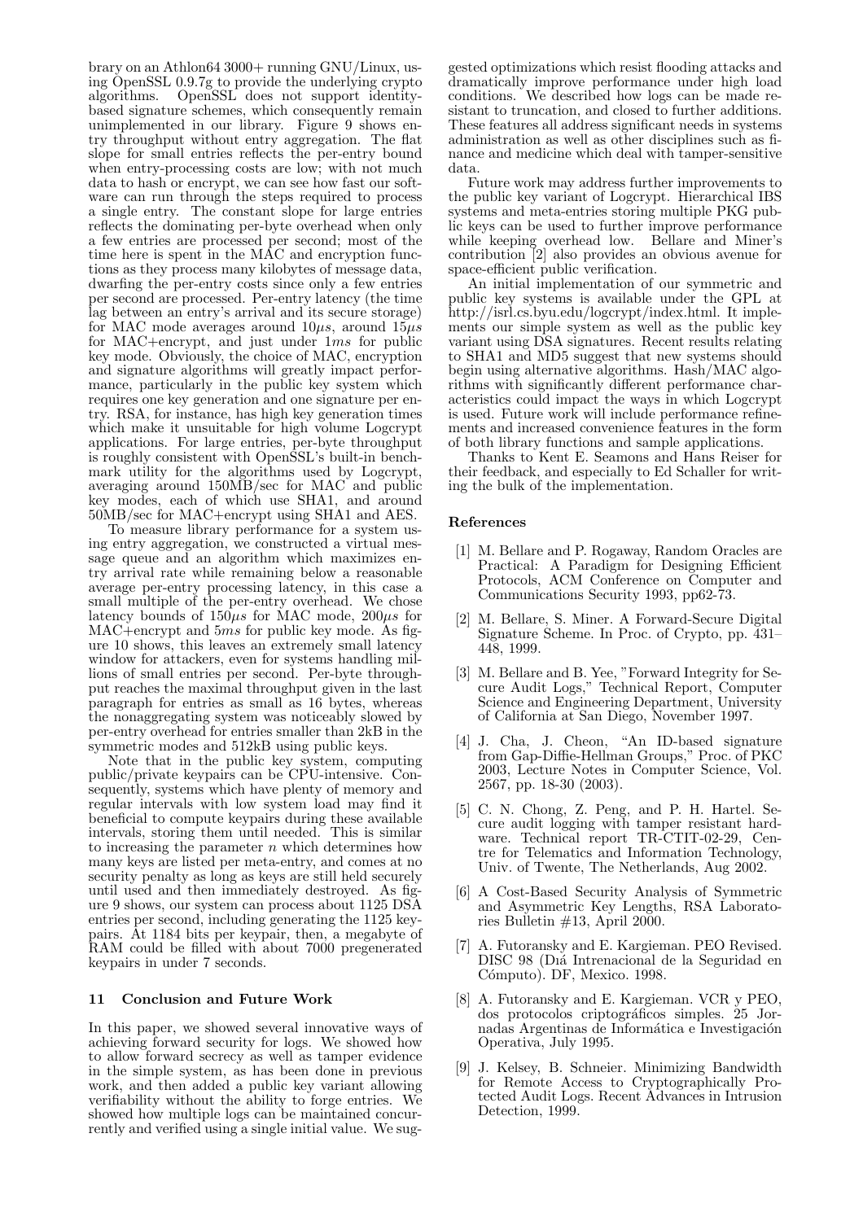brary on an Athlon64 3000+ running GNU/Linux, using OpenSSL 0.9.7g to provide the underlying crypto algorithms. OpenSSL does not support identity-based signature schemes, which consequently remain unimplemented in our library. Figure 9 shows entry throughput without entry aggregation. The flat slope for small entries reflects the per-entry bound when entry-processing costs are low; with not much data to hash or encrypt, we can see how fast our software can run through the steps required to process a single entry. The constant slope for large entries reflects the dominating per-byte overhead when only a few entries are processed per second; most of the time here is spent in the MAC and encryption functions as they process many kilobytes of message data, dwarfing the per-entry costs since only a few entries per second are processed. Per-entry latency (the time lag between an entry's arrival and its secure storage) for MAC mode averages around $10\mu s$, around $15\mu s$ for MAC+encrypt, and just under $1ms$ for public key mode. Obviously, the choice of MAC, encryption and signature algorithms will greatly impact performance, particularly in the public key system which requires one key generation and one signature per entry. RSA, for instance, has high key generation times which make it unsuitable for high volume Logcrypt applications. For large entries, per-byte throughput is roughly consistent with OpenSSL's built-in benchmark utility for the algorithms used by Logcrypt, averaging around 150MB/sec for MAC and public key modes, each of which use SHA1, and around 50MB/sec for MAC+encrypt using SHA1 and AES.

To measure library performance for a system using entry aggregation, we constructed a virtual message queue and an algorithm which maximizes entry arrival rate while remaining below a reasonable average per-entry processing latency, in this case a small multiple of the per-entry overhead. We chose latency bounds of $150\mu s$ for MAC mode, $200\mu s$ for MAC+encrypt and $5ms$ for public key mode. As figure 10 shows, this leaves an extremely small latency window for attackers, even for systems handling millions of small entries per second. Per-byte throughput reaches the maximal throughput given in the last paragraph for entries as small as 16 bytes, whereas the nonaggregating system was noticeably slowed by per-entry overhead for entries smaller than 2kB in the symmetric modes and 512kB using public keys.

Note that in the public key system, computing public/private keypairs can be CPU-intensive. Consequently, systems which have plenty of memory and regular intervals with low system load may find it beneficial to compute keypairs during these available intervals, storing them until needed. This is similar to increasing the parameter $n$ which determines how many keys are listed per meta-entry, and comes at no security penalty as long as keys are still held securely until used and then immediately destroyed. As figure 9 shows, our system can process about 1125 DSA entries per second, including generating the 1125 keypairs. At 1184 bits per keypair, then, a megabyte of RAM could be filled with about 7000 pregenerated keypairs in under 7 seconds.

## 11 Conclusion and Future Work

In this paper, we showed several innovative ways of achieving forward security for logs. We showed how to allow forward secrecy as well as tamper evidence in the simple system, as has been done in previous work, and then added a public key variant allowing verifiability without the ability to forge entries. We showed how multiple logs can be maintained concurrently and verified using a single initial value. We suggested optimizations which resist flooding attacks and dramatically improve performance under high load conditions. We described how logs can be made resistant to truncation, and closed to further additions. These features all address significant needs in systems administration as well as other disciplines such as finance and medicine which deal with tamper-sensitive data.

Future work may address further improvements to the public key variant of Logcrypt. Hierarchical IBS systems and meta-entries storing multiple PKG public keys can be used to further improve performance while keeping overhead low. Bellare and Miner's contribution [2] also provides an obvious avenue for space-efficient public verification.

An initial implementation of our symmetric and public key systems is available under the GPL at http://isrl.cs.byu.edu/logcrypt/index.html. It implements our simple system as well as the public key variant using DSA signatures. Recent results relating to SHA1 and MD5 suggest that new systems should begin using alternative algorithms. Hash/MAC algorithms with significantly different performance characteristics could impact the ways in which Logcrypt is used. Future work will include performance refinements and increased convenience features in the form of both library functions and sample applications.

Thanks to Kent E. Seamons and Hans Reiser for their feedback, and especially to Ed Schaller for writing the bulk of the implementation.

## References

[1] M. Bellare and P. Rogaway, Random Oracles are Practical: A Paradigm for Designing Efficient Protocols, ACM Conference on Computer and Communications Security 1993, pp62-73.

[2] M. Bellare, S. Miner. A Forward-Secure Digital Signature Scheme. In Proc. of Crypto, pp. 431–448, 1999.

[3] M. Bellare and B. Yee, "Forward Integrity for Secure Audit Logs," Technical Report, Computer Science and Engineering Department, University of California at San Diego, November 1997.

[4] J. Cha, J. Cheon, "An ID-based signature from Gap-Diffie-Hellman Groups," Proc. of PKC 2003, Lecture Notes in Computer Science, Vol. 2567, pp. 18-30 (2003).

[5] C. N. Chong, Z. Peng, and P. H. Hartel. Secure audit logging with tamper resistant hardware. Technical report TR-CTIT-02-29, Centre for Telematics and Information Technology, Univ. of Twente, The Netherlands, Aug 2002.

[6] A Cost-Based Security Analysis of Symmetric and Asymmetric Key Lengths, RSA Laboratories Bulletin #13, April 2000.

[7] A. Futoransky and E. Kargieman. PEO Revised. DISC 98 (Dıá Intrenacional de la Seguridad en Cómputo). DF, Mexico. 1998.

[8] A. Futoransky and E. Kargieman. VCR y PEO, dos protocolos criptográficos simples. 25 Jornadas Argentinas de Informática e Investigación Operativa, July 1995.

[9] J. Kelsey, B. Schneier. Minimizing Bandwidth for Remote Access to Cryptographically Protected Audit Logs. Recent Advances in Intrusion Detection, 1999.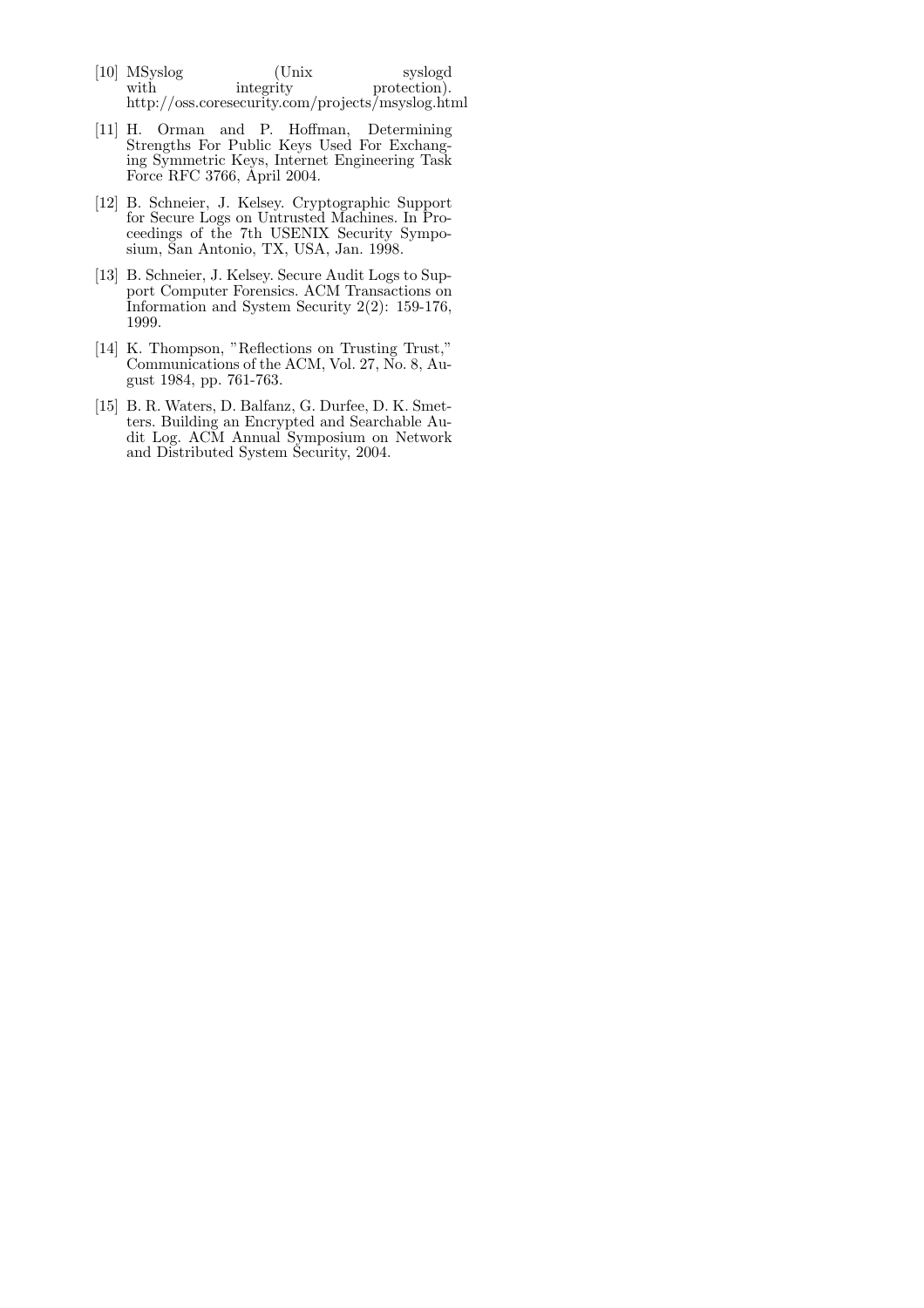[10] MSyslog (Unix syslogd with integrity protection). http://oss.coresecurity.com/projects/msyslog.html

[11] H. Orman and P. Hoffman, Determining Strengths For Public Keys Used For Exchanging Symmetric Keys, Internet Engineering Task Force RFC 3766, April 2004.

[12] B. Schneier, J. Kelsey. Cryptographic Support for Secure Logs on Untrusted Machines. In Proceedings of the 7th USENIX Security Symposium, San Antonio, TX, USA, Jan. 1998.

[13] B. Schneier, J. Kelsey. Secure Audit Logs to Support Computer Forensics. ACM Transactions on Information and System Security 2(2): 159-176, 1999.

[14] K. Thompson, "Reflections on Trusting Trust," Communications of the ACM, Vol. 27, No. 8, August 1984, pp. 761-763.

[15] B. R. Waters, D. Balfanz, G. Durfee, D. K. Smetters. Building an Encrypted and Searchable Audit Log. ACM Annual Symposium on Network and Distributed System Security, 2004.